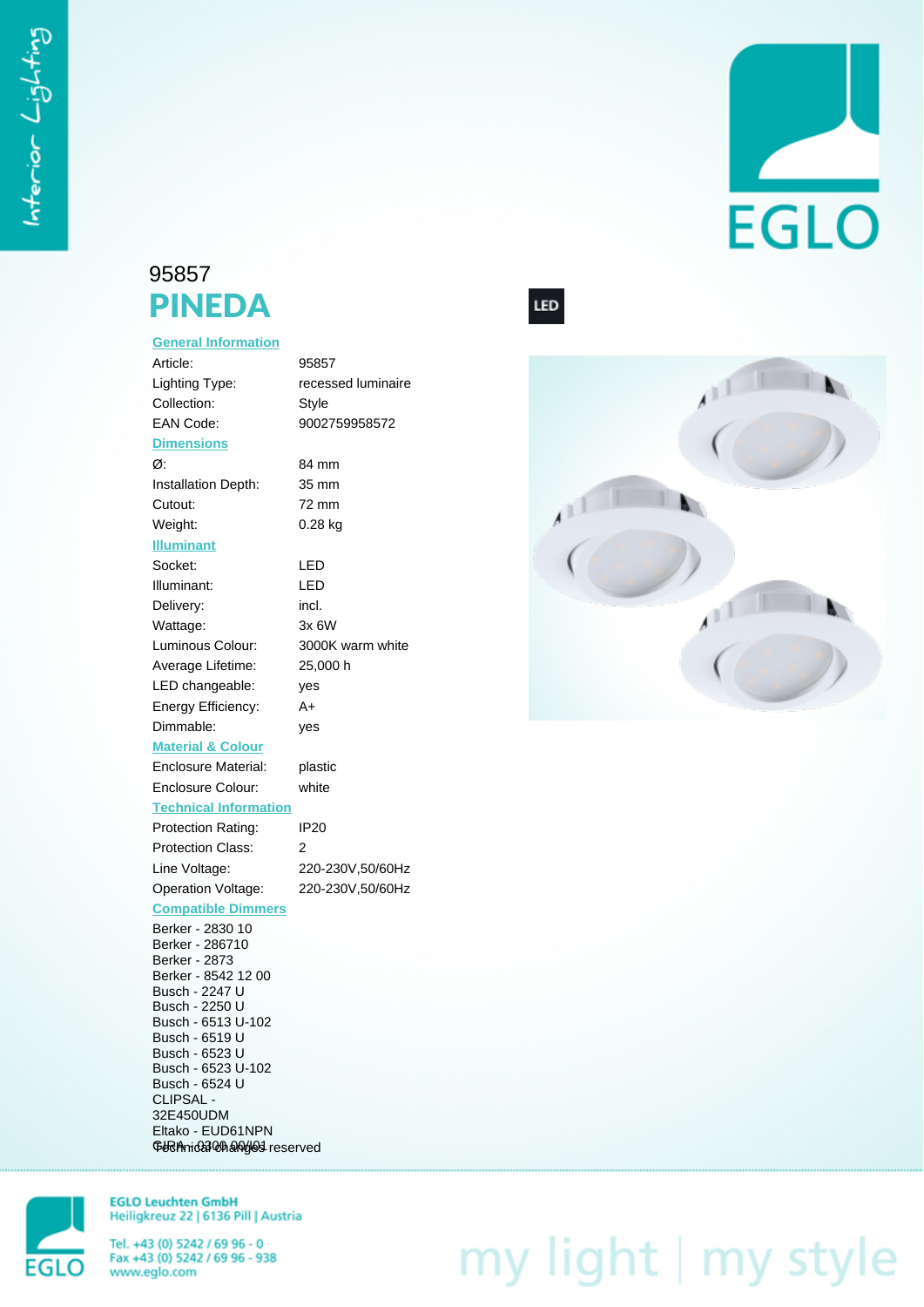# 95857

# PINEDA

LED

## General Information

| | |
|---|---|
| Article: | 95857 |
| Lighting Type: | recessed luminaire |
| Collection: | Style |
| EAN Code: | 9002759958572 |

## Dimensions

| | |
|---|---|
| Ø: | 84 mm |
| Installation Depth: | 35 mm |
| Cutout: | 72 mm |
| Weight: | 0.28 kg |

## Illuminant

| | |
|---|---|
| Socket: | LED |
| Illuminant: | LED |
| Delivery: | incl. |
| Wattage: | 3x 6W |
| Luminous Colour: | 3000K warm white |
| Average Lifetime: | 25,000 h |
| LED changeable: | yes |
| Energy Efficiency: | A+ |
| Dimmable: | yes |

## Material & Colour

| | |
|---|---|
| Enclosure Material: | plastic |
| Enclosure Colour: | white |

## Technical Information

| | |
|---|---|
| Protection Rating: | IP20 |
| Protection Class: | 2 |
| Line Voltage: | 220-230V,50/60Hz |
| Operation Voltage: | 220-230V,50/60Hz |

## Compatible Dimmers

Berker - 2830 10
Berker - 286710
Berker - 2873
Berker - 8542 12 00
Busch - 2247 U
Busch - 2250 U
Busch - 6513 U-102
Busch - 6519 U
Busch - 6523 U
Busch - 6523 U-102
Busch - 6524 U
CLIPSAL - 32E450UDM
Eltako - EUD61NPN
GIRA - 0300 00/I01

Technical changes reserved

EGLO Leuchten GmbH
Heiligkreuz 22 | 6136 Pill | Austria

Tel. +43 (0) 5242 / 69 96 - 0
Fax +43 (0) 5242 / 69 96 - 938
www.eglo.com

my light | my style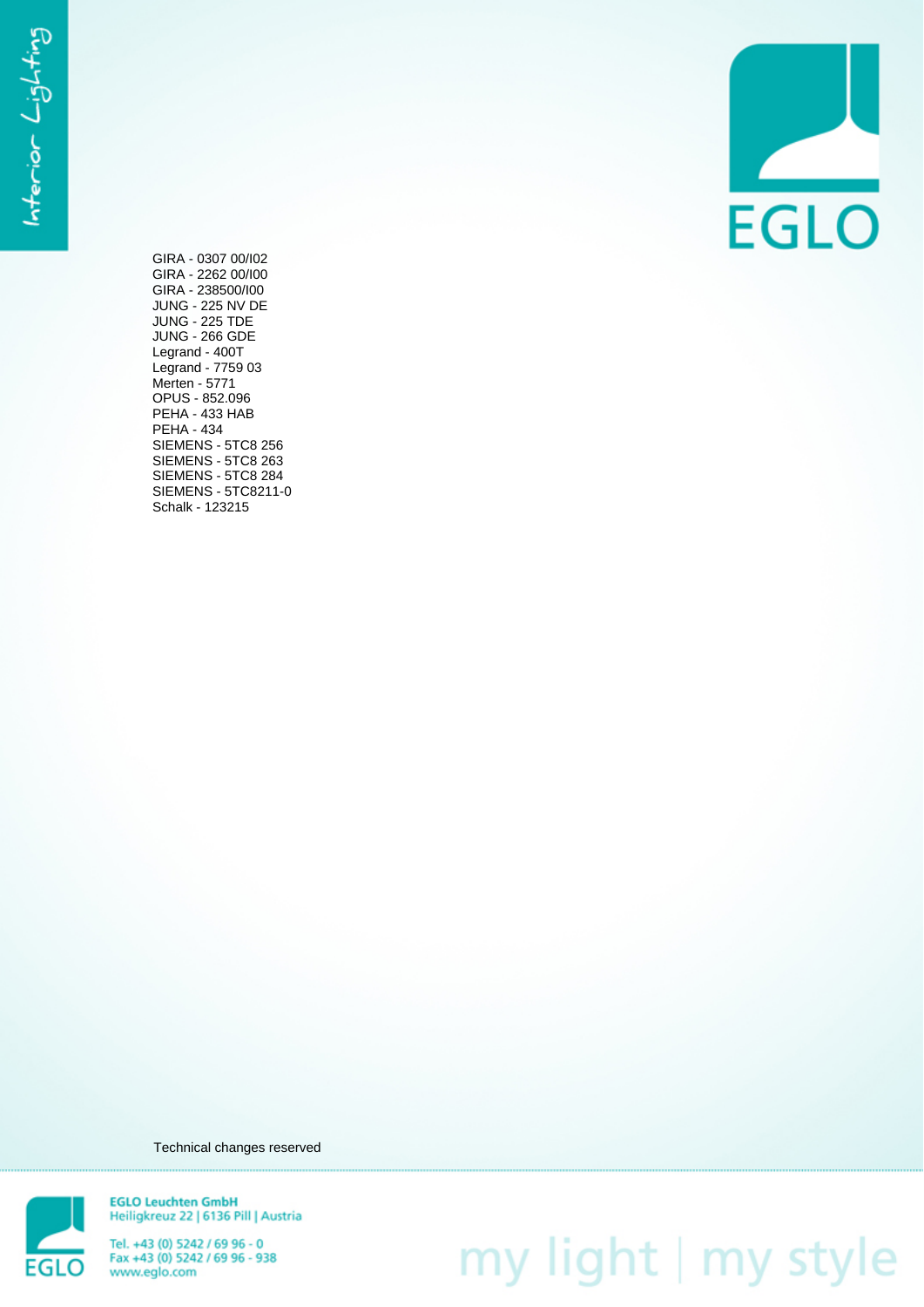GIRA - 0307 00/I02
GIRA - 2262 00/I00
GIRA - 238500/I00
JUNG - 225 NV DE
JUNG - 225 TDE
JUNG - 266 GDE
Legrand - 400T
Legrand - 7759 03
Merten - 5771
OPUS - 852.096
PEHA - 433 HAB
PEHA - 434
SIEMENS - 5TC8 256
SIEMENS - 5TC8 263
SIEMENS - 5TC8 284
SIEMENS - 5TC8211-0
Schalk - 123215

Technical changes reserved